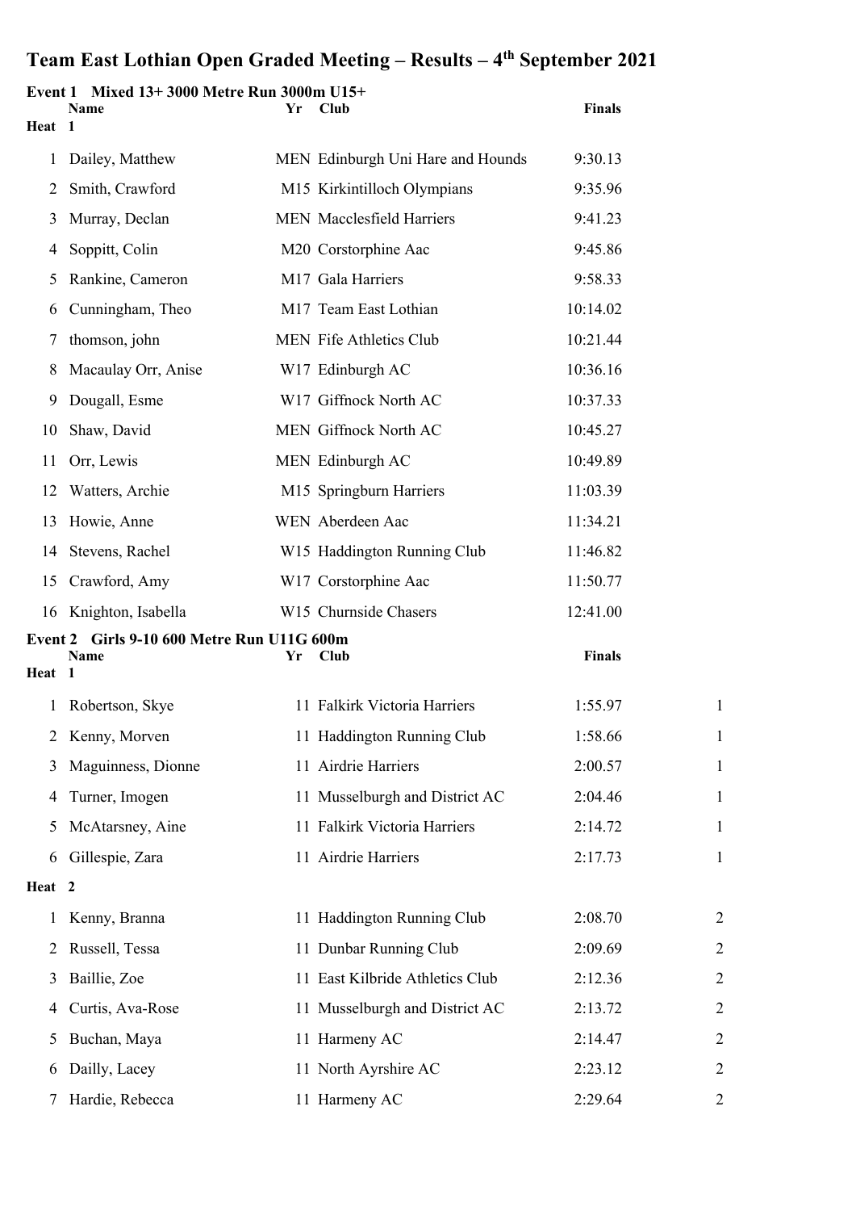# Team East Lothian Open Graded Meeting – Results – 4th September 2021

## Event 1 Mixed 13+ 3000 Metre Run 3000m U15+

**Heat 1**

| | Name | Yr | Club | Finals |
|---|---|---|---|---|
| 1 | Dailey, Matthew | MEN | Edinburgh Uni Hare and Hounds | 9:30.13 |
| 2 | Smith, Crawford | M15 | Kirkintilloch Olympians | 9:35.96 |
| 3 | Murray, Declan | MEN | Macclesfield Harriers | 9:41.23 |
| 4 | Soppitt, Colin | M20 | Corstorphine Aac | 9:45.86 |
| 5 | Rankine, Cameron | M17 | Gala Harriers | 9:58.33 |
| 6 | Cunningham, Theo | M17 | Team East Lothian | 10:14.02 |
| 7 | thomson, john | MEN | Fife Athletics Club | 10:21.44 |
| 8 | Macaulay Orr, Anise | W17 | Edinburgh AC | 10:36.16 |
| 9 | Dougall, Esme | W17 | Giffnock North AC | 10:37.33 |
| 10 | Shaw, David | MEN | Giffnock North AC | 10:45.27 |
| 11 | Orr, Lewis | MEN | Edinburgh AC | 10:49.89 |
| 12 | Watters, Archie | M15 | Springburn Harriers | 11:03.39 |
| 13 | Howie, Anne | WEN | Aberdeen Aac | 11:34.21 |
| 14 | Stevens, Rachel | W15 | Haddington Running Club | 11:46.82 |
| 15 | Crawford, Amy | W17 | Corstorphine Aac | 11:50.77 |
| 16 | Knighton, Isabella | W15 | Churnside Chasers | 12:41.00 |

## Event 2 Girls 9-10 600 Metre Run U11G 600m

**Heat 1**

| | Name | Yr | Club | Finals | |
|---|---|---|---|---|---|
| 1 | Robertson, Skye | 11 | Falkirk Victoria Harriers | 1:55.97 | 1 |
| 2 | Kenny, Morven | 11 | Haddington Running Club | 1:58.66 | 1 |
| 3 | Maguinness, Dionne | 11 | Airdrie Harriers | 2:00.57 | 1 |
| 4 | Turner, Imogen | 11 | Musselburgh and District AC | 2:04.46 | 1 |
| 5 | McAtarsney, Aine | 11 | Falkirk Victoria Harriers | 2:14.72 | 1 |
| 6 | Gillespie, Zara | 11 | Airdrie Harriers | 2:17.73 | 1 |

**Heat 2**

| | Name | Yr | Club | Finals | |
|---|---|---|---|---|---|
| 1 | Kenny, Branna | 11 | Haddington Running Club | 2:08.70 | 2 |
| 2 | Russell, Tessa | 11 | Dunbar Running Club | 2:09.69 | 2 |
| 3 | Baillie, Zoe | 11 | East Kilbride Athletics Club | 2:12.36 | 2 |
| 4 | Curtis, Ava-Rose | 11 | Musselburgh and District AC | 2:13.72 | 2 |
| 5 | Buchan, Maya | 11 | Harmeny AC | 2:14.47 | 2 |
| 6 | Dailly, Lacey | 11 | North Ayrshire AC | 2:23.12 | 2 |
| 7 | Hardie, Rebecca | 11 | Harmeny AC | 2:29.64 | 2 |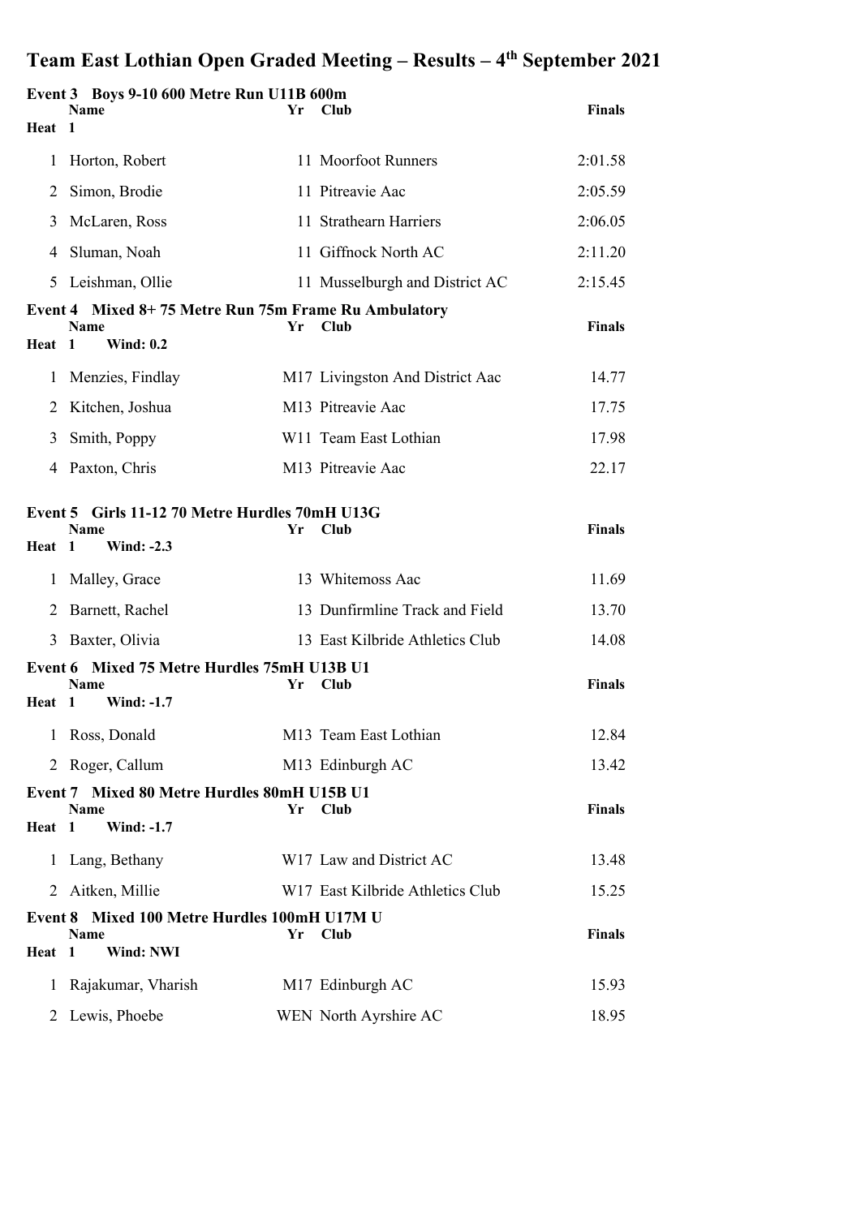# Team East Lothian Open Graded Meeting – Results – 4th September 2021

## Event 3 Boys 9-10 600 Metre Run U11B 600m

Heat 1

| | Name | Yr | Club | Finals |
|---|---|---|---|---|
| 1 | Horton, Robert | 11 | Moorfoot Runners | 2:01.58 |
| 2 | Simon, Brodie | 11 | Pitreavie Aac | 2:05.59 |
| 3 | McLaren, Ross | 11 | Strathearn Harriers | 2:06.05 |
| 4 | Sluman, Noah | 11 | Giffnock North AC | 2:11.20 |
| 5 | Leishman, Ollie | 11 | Musselburgh and District AC | 2:15.45 |

## Event 4 Mixed 8+ 75 Metre Run 75m Frame Ru Ambulatory

Heat 1 Wind: 0.2

| | Name | Yr | Club | Finals |
|---|---|---|---|---|
| 1 | Menzies, Findlay | M17 | Livingston And District Aac | 14.77 |
| 2 | Kitchen, Joshua | M13 | Pitreavie Aac | 17.75 |
| 3 | Smith, Poppy | W11 | Team East Lothian | 17.98 |
| 4 | Paxton, Chris | M13 | Pitreavie Aac | 22.17 |

## Event 5 Girls 11-12 70 Metre Hurdles 70mH U13G

Heat 1 Wind: -2.3

| | Name | Yr | Club | Finals |
|---|---|---|---|---|
| 1 | Malley, Grace | 13 | Whitemoss Aac | 11.69 |
| 2 | Barnett, Rachel | 13 | Dunfirmline Track and Field | 13.70 |
| 3 | Baxter, Olivia | 13 | East Kilbride Athletics Club | 14.08 |

## Event 6 Mixed 75 Metre Hurdles 75mH U13B U1

Heat 1 Wind: -1.7

| | Name | Yr | Club | Finals |
|---|---|---|---|---|
| 1 | Ross, Donald | M13 | Team East Lothian | 12.84 |
| 2 | Roger, Callum | M13 | Edinburgh AC | 13.42 |

## Event 7 Mixed 80 Metre Hurdles 80mH U15B U1

Heat 1 Wind: -1.7

| | Name | Yr | Club | Finals |
|---|---|---|---|---|
| 1 | Lang, Bethany | W17 | Law and District AC | 13.48 |
| 2 | Aitken, Millie | W17 | East Kilbride Athletics Club | 15.25 |

## Event 8 Mixed 100 Metre Hurdles 100mH U17M U

Heat 1 Wind: NWI

| | Name | Yr | Club | Finals |
|---|---|---|---|---|
| 1 | Rajakumar, Vharish | M17 | Edinburgh AC | 15.93 |
| 2 | Lewis, Phoebe | WEN | North Ayrshire AC | 18.95 |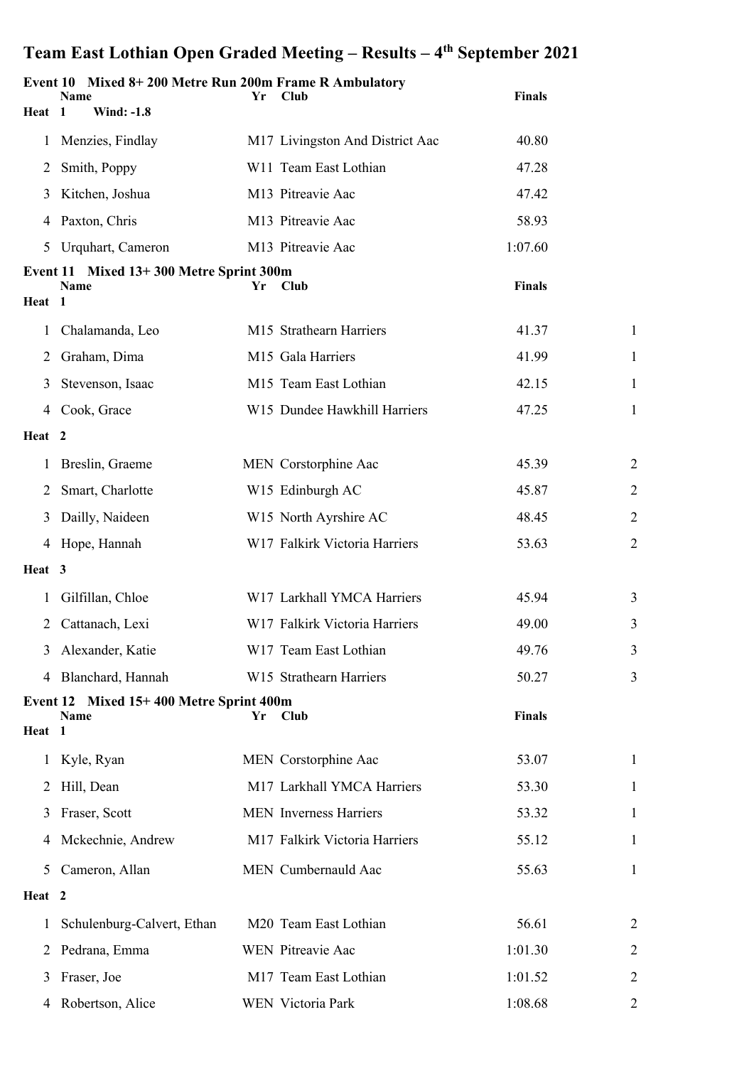# Team East Lothian Open Graded Meeting – Results – 4th September 2021

**Event 10 Mixed 8+ 200 Metre Run 200m Frame R Ambulatory**

**Heat 1 Wind: -1.8**

| | Name | Yr | Club | Finals |
|---|---|---|---|---|
| 1 | Menzies, Findlay | M17 | Livingston And District Aac | 40.80 |
| 2 | Smith, Poppy | W11 | Team East Lothian | 47.28 |
| 3 | Kitchen, Joshua | M13 | Pitreavie Aac | 47.42 |
| 4 | Paxton, Chris | M13 | Pitreavie Aac | 58.93 |
| 5 | Urquhart, Cameron | M13 | Pitreavie Aac | 1:07.60 |

**Event 11 Mixed 13+ 300 Metre Sprint 300m**

**Heat 1**

| | Name | Yr | Club | Finals | |
|---|---|---|---|---|---|
| 1 | Chalamanda, Leo | M15 | Strathearn Harriers | 41.37 | 1 |
| 2 | Graham, Dima | M15 | Gala Harriers | 41.99 | 1 |
| 3 | Stevenson, Isaac | M15 | Team East Lothian | 42.15 | 1 |
| 4 | Cook, Grace | W15 | Dundee Hawkhill Harriers | 47.25 | 1 |

**Heat 2**

| | Name | Yr | Club | Finals | |
|---|---|---|---|---|---|
| 1 | Breslin, Graeme | MEN | Corstorphine Aac | 45.39 | 2 |
| 2 | Smart, Charlotte | W15 | Edinburgh AC | 45.87 | 2 |
| 3 | Dailly, Naideen | W15 | North Ayrshire AC | 48.45 | 2 |
| 4 | Hope, Hannah | W17 | Falkirk Victoria Harriers | 53.63 | 2 |

**Heat 3**

| | Name | Yr | Club | Finals | |
|---|---|---|---|---|---|
| 1 | Gilfillan, Chloe | W17 | Larkhall YMCA Harriers | 45.94 | 3 |
| 2 | Cattanach, Lexi | W17 | Falkirk Victoria Harriers | 49.00 | 3 |
| 3 | Alexander, Katie | W17 | Team East Lothian | 49.76 | 3 |
| 4 | Blanchard, Hannah | W15 | Strathearn Harriers | 50.27 | 3 |

**Event 12 Mixed 15+ 400 Metre Sprint 400m**

**Heat 1**

| | Name | Yr | Club | Finals | |
|---|---|---|---|---|---|
| 1 | Kyle, Ryan | MEN | Corstorphine Aac | 53.07 | 1 |
| 2 | Hill, Dean | M17 | Larkhall YMCA Harriers | 53.30 | 1 |
| 3 | Fraser, Scott | MEN | Inverness Harriers | 53.32 | 1 |
| 4 | Mckechnie, Andrew | M17 | Falkirk Victoria Harriers | 55.12 | 1 |
| 5 | Cameron, Allan | MEN | Cumbernauld Aac | 55.63 | 1 |

**Heat 2**

| | Name | Yr | Club | Finals | |
|---|---|---|---|---|---|
| 1 | Schulenburg-Calvert, Ethan | M20 | Team East Lothian | 56.61 | 2 |
| 2 | Pedrana, Emma | WEN | Pitreavie Aac | 1:01.30 | 2 |
| 3 | Fraser, Joe | M17 | Team East Lothian | 1:01.52 | 2 |
| 4 | Robertson, Alice | WEN | Victoria Park | 1:08.68 | 2 |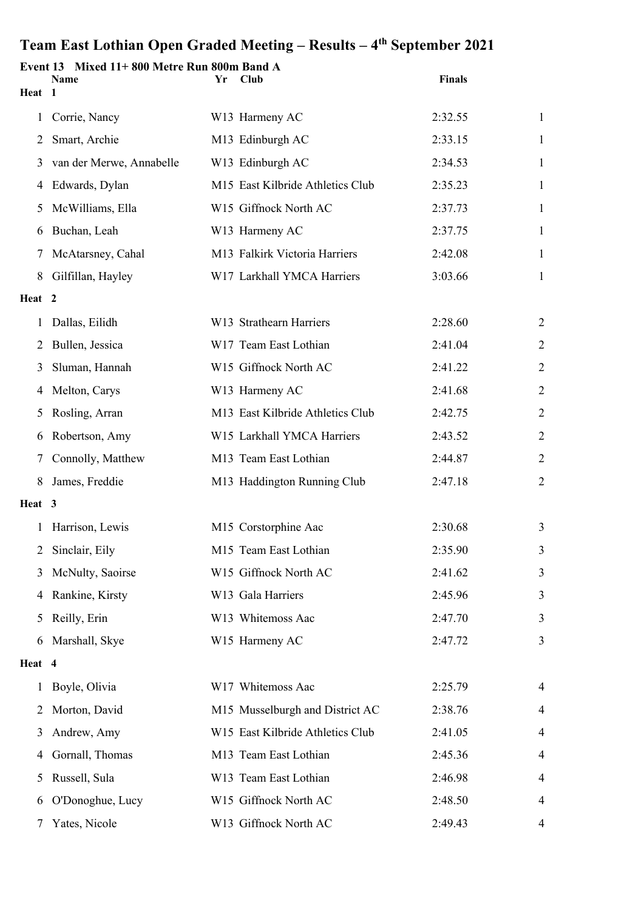# Team East Lothian Open Graded Meeting – Results – 4th September 2021

**Event 13 Mixed 11+ 800 Metre Run 800m Band A**

| | Name | Yr | Club | Finals | |
|---|---|---|---|---|---|
| **Heat 1** | | | | | |
| 1 | Corrie, Nancy | W13 | Harmeny AC | 2:32.55 | 1 |
| 2 | Smart, Archie | M13 | Edinburgh AC | 2:33.15 | 1 |
| 3 | van der Merwe, Annabelle | W13 | Edinburgh AC | 2:34.53 | 1 |
| 4 | Edwards, Dylan | M15 | East Kilbride Athletics Club | 2:35.23 | 1 |
| 5 | McWilliams, Ella | W15 | Giffnock North AC | 2:37.73 | 1 |
| 6 | Buchan, Leah | W13 | Harmeny AC | 2:37.75 | 1 |
| 7 | McAtarsney, Cahal | M13 | Falkirk Victoria Harriers | 2:42.08 | 1 |
| 8 | Gilfillan, Hayley | W17 | Larkhall YMCA Harriers | 3:03.66 | 1 |
| **Heat 2** | | | | | |
| 1 | Dallas, Eilidh | W13 | Strathearn Harriers | 2:28.60 | 2 |
| 2 | Bullen, Jessica | W17 | Team East Lothian | 2:41.04 | 2 |
| 3 | Sluman, Hannah | W15 | Giffnock North AC | 2:41.22 | 2 |
| 4 | Melton, Carys | W13 | Harmeny AC | 2:41.68 | 2 |
| 5 | Rosling, Arran | M13 | East Kilbride Athletics Club | 2:42.75 | 2 |
| 6 | Robertson, Amy | W15 | Larkhall YMCA Harriers | 2:43.52 | 2 |
| 7 | Connolly, Matthew | M13 | Team East Lothian | 2:44.87 | 2 |
| 8 | James, Freddie | M13 | Haddington Running Club | 2:47.18 | 2 |
| **Heat 3** | | | | | |
| 1 | Harrison, Lewis | M15 | Corstorphine Aac | 2:30.68 | 3 |
| 2 | Sinclair, Eily | M15 | Team East Lothian | 2:35.90 | 3 |
| 3 | McNulty, Saoirse | W15 | Giffnock North AC | 2:41.62 | 3 |
| 4 | Rankine, Kirsty | W13 | Gala Harriers | 2:45.96 | 3 |
| 5 | Reilly, Erin | W13 | Whitemoss Aac | 2:47.70 | 3 |
| 6 | Marshall, Skye | W15 | Harmeny AC | 2:47.72 | 3 |
| **Heat 4** | | | | | |
| 1 | Boyle, Olivia | W17 | Whitemoss Aac | 2:25.79 | 4 |
| 2 | Morton, David | M15 | Musselburgh and District AC | 2:38.76 | 4 |
| 3 | Andrew, Amy | W15 | East Kilbride Athletics Club | 2:41.05 | 4 |
| 4 | Gornall, Thomas | M13 | Team East Lothian | 2:45.36 | 4 |
| 5 | Russell, Sula | W13 | Team East Lothian | 2:46.98 | 4 |
| 6 | O'Donoghue, Lucy | W15 | Giffnock North AC | 2:48.50 | 4 |
| 7 | Yates, Nicole | W13 | Giffnock North AC | 2:49.43 | 4 |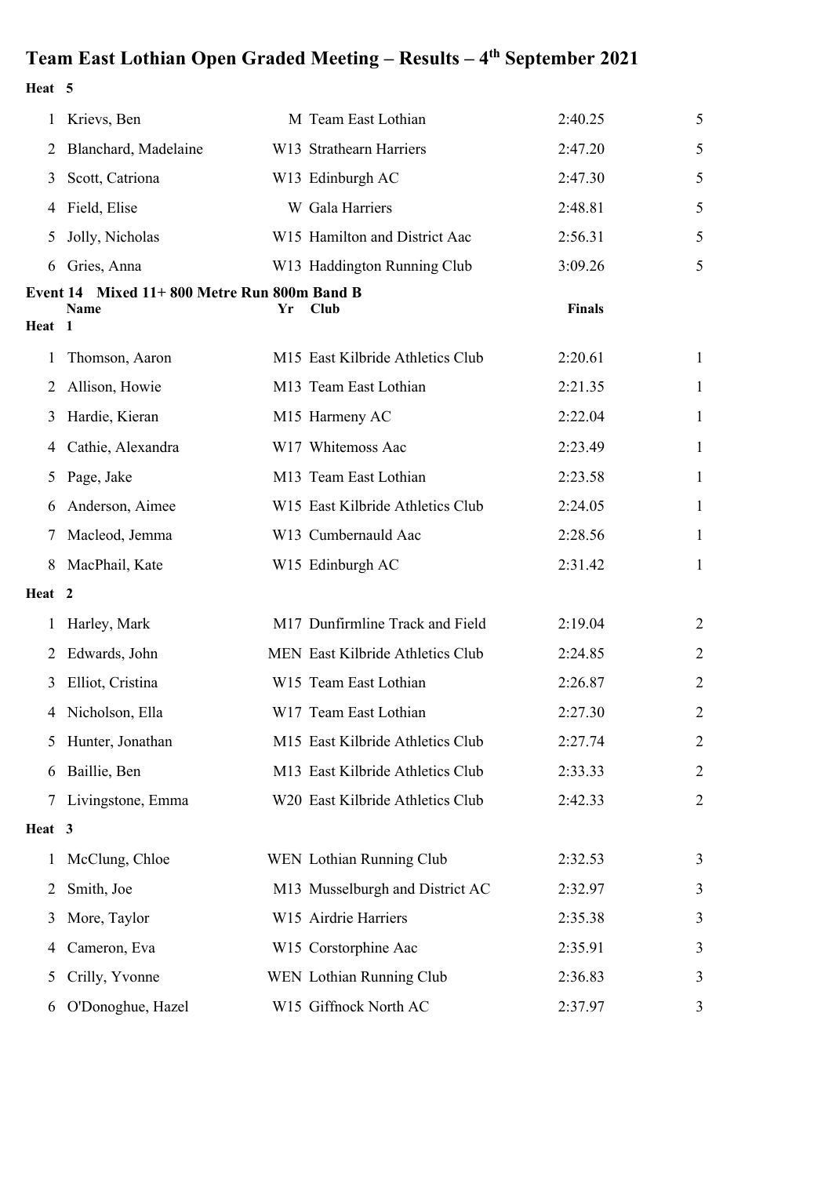# Team East Lothian Open Graded Meeting – Results – 4th September 2021

**Heat 5**

| | Name | Yr | Club | Finals | Heat |
|---|---|---|---|---|---|
| 1 | Krievs, Ben | M | Team East Lothian | 2:40.25 | 5 |
| 2 | Blanchard, Madelaine | W13 | Strathearn Harriers | 2:47.20 | 5 |
| 3 | Scott, Catriona | W13 | Edinburgh AC | 2:47.30 | 5 |
| 4 | Field, Elise | W | Gala Harriers | 2:48.81 | 5 |
| 5 | Jolly, Nicholas | W15 | Hamilton and District Aac | 2:56.31 | 5 |
| 6 | Gries, Anna | W13 | Haddington Running Club | 3:09.26 | 5 |

**Event 14 Mixed 11+ 800 Metre Run 800m Band B**

**Heat 1**

| | Name | Yr | Club | Finals | Heat |
|---|---|---|---|---|---|
| 1 | Thomson, Aaron | M15 | East Kilbride Athletics Club | 2:20.61 | 1 |
| 2 | Allison, Howie | M13 | Team East Lothian | 2:21.35 | 1 |
| 3 | Hardie, Kieran | M15 | Harmeny AC | 2:22.04 | 1 |
| 4 | Cathie, Alexandra | W17 | Whitemoss Aac | 2:23.49 | 1 |
| 5 | Page, Jake | M13 | Team East Lothian | 2:23.58 | 1 |
| 6 | Anderson, Aimee | W15 | East Kilbride Athletics Club | 2:24.05 | 1 |
| 7 | Macleod, Jemma | W13 | Cumbernauld Aac | 2:28.56 | 1 |
| 8 | MacPhail, Kate | W15 | Edinburgh AC | 2:31.42 | 1 |

**Heat 2**

| | Name | Yr | Club | Finals | Heat |
|---|---|---|---|---|---|
| 1 | Harley, Mark | M17 | Dunfirmline Track and Field | 2:19.04 | 2 |
| 2 | Edwards, John | MEN | East Kilbride Athletics Club | 2:24.85 | 2 |
| 3 | Elliot, Cristina | W15 | Team East Lothian | 2:26.87 | 2 |
| 4 | Nicholson, Ella | W17 | Team East Lothian | 2:27.30 | 2 |
| 5 | Hunter, Jonathan | M15 | East Kilbride Athletics Club | 2:27.74 | 2 |
| 6 | Baillie, Ben | M13 | East Kilbride Athletics Club | 2:33.33 | 2 |
| 7 | Livingstone, Emma | W20 | East Kilbride Athletics Club | 2:42.33 | 2 |

**Heat 3**

| | Name | Yr | Club | Finals | Heat |
|---|---|---|---|---|---|
| 1 | McClung, Chloe | WEN | Lothian Running Club | 2:32.53 | 3 |
| 2 | Smith, Joe | M13 | Musselburgh and District AC | 2:32.97 | 3 |
| 3 | More, Taylor | W15 | Airdrie Harriers | 2:35.38 | 3 |
| 4 | Cameron, Eva | W15 | Corstorphine Aac | 2:35.91 | 3 |
| 5 | Crilly, Yvonne | WEN | Lothian Running Club | 2:36.83 | 3 |
| 6 | O'Donoghue, Hazel | W15 | Giffnock North AC | 2:37.97 | 3 |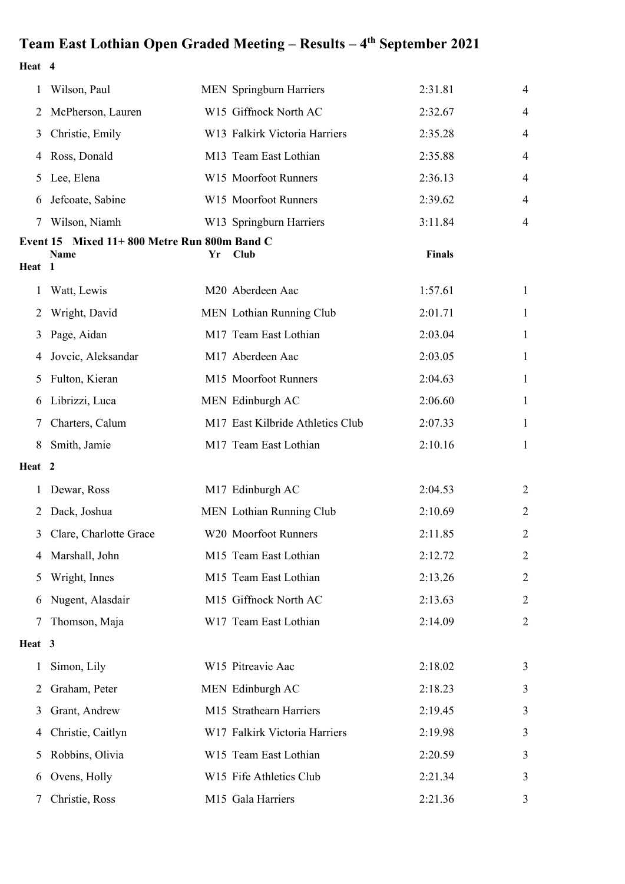# Team East Lothian Open Graded Meeting – Results – 4th September 2021

**Heat 4**

| | | | | | |
|---|---|---|---|---|---|
| 1 | Wilson, Paul | MEN | Springburn Harriers | 2:31.81 | 4 |
| 2 | McPherson, Lauren | W15 | Giffnock North AC | 2:32.67 | 4 |
| 3 | Christie, Emily | W13 | Falkirk Victoria Harriers | 2:35.28 | 4 |
| 4 | Ross, Donald | M13 | Team East Lothian | 2:35.88 | 4 |
| 5 | Lee, Elena | W15 | Moorfoot Runners | 2:36.13 | 4 |
| 6 | Jefcoate, Sabine | W15 | Moorfoot Runners | 2:39.62 | 4 |
| 7 | Wilson, Niamh | W13 | Springburn Harriers | 3:11.84 | 4 |

**Event 15 Mixed 11+ 800 Metre Run 800m Band C**

**Heat 1**

| | Name | Yr | Club | Finals | |
|---|---|---|---|---|---|
| 1 | Watt, Lewis | M20 | Aberdeen Aac | 1:57.61 | 1 |
| 2 | Wright, David | MEN | Lothian Running Club | 2:01.71 | 1 |
| 3 | Page, Aidan | M17 | Team East Lothian | 2:03.04 | 1 |
| 4 | Jovcic, Aleksandar | M17 | Aberdeen Aac | 2:03.05 | 1 |
| 5 | Fulton, Kieran | M15 | Moorfoot Runners | 2:04.63 | 1 |
| 6 | Librizzi, Luca | MEN | Edinburgh AC | 2:06.60 | 1 |
| 7 | Charters, Calum | M17 | East Kilbride Athletics Club | 2:07.33 | 1 |
| 8 | Smith, Jamie | M17 | Team East Lothian | 2:10.16 | 1 |

**Heat 2**

| | | | | | |
|---|---|---|---|---|---|
| 1 | Dewar, Ross | M17 | Edinburgh AC | 2:04.53 | 2 |
| 2 | Dack, Joshua | MEN | Lothian Running Club | 2:10.69 | 2 |
| 3 | Clare, Charlotte Grace | W20 | Moorfoot Runners | 2:11.85 | 2 |
| 4 | Marshall, John | M15 | Team East Lothian | 2:12.72 | 2 |
| 5 | Wright, Innes | M15 | Team East Lothian | 2:13.26 | 2 |
| 6 | Nugent, Alasdair | M15 | Giffnock North AC | 2:13.63 | 2 |
| 7 | Thomson, Maja | W17 | Team East Lothian | 2:14.09 | 2 |

**Heat 3**

| | | | | | |
|---|---|---|---|---|---|
| 1 | Simon, Lily | W15 | Pitreavie Aac | 2:18.02 | 3 |
| 2 | Graham, Peter | MEN | Edinburgh AC | 2:18.23 | 3 |
| 3 | Grant, Andrew | M15 | Strathearn Harriers | 2:19.45 | 3 |
| 4 | Christie, Caitlyn | W17 | Falkirk Victoria Harriers | 2:19.98 | 3 |
| 5 | Robbins, Olivia | W15 | Team East Lothian | 2:20.59 | 3 |
| 6 | Ovens, Holly | W15 | Fife Athletics Club | 2:21.34 | 3 |
| 7 | Christie, Ross | M15 | Gala Harriers | 2:21.36 | 3 |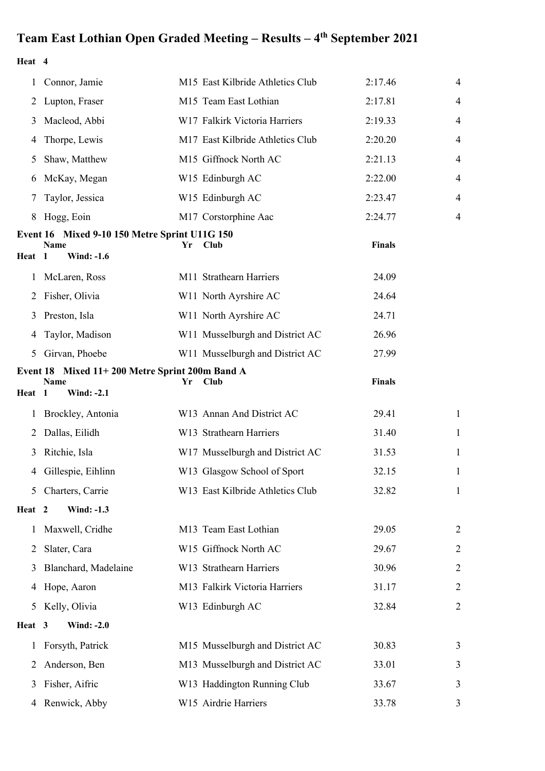# Team East Lothian Open Graded Meeting – Results – 4th September 2021

**Heat 4**

| | | | | | |
|---|---|---|---|---|---|
| 1 | Connor, Jamie | M15 | East Kilbride Athletics Club | 2:17.46 | 4 |
| 2 | Lupton, Fraser | M15 | Team East Lothian | 2:17.81 | 4 |
| 3 | Macleod, Abbi | W17 | Falkirk Victoria Harriers | 2:19.33 | 4 |
| 4 | Thorpe, Lewis | M17 | East Kilbride Athletics Club | 2:20.20 | 4 |
| 5 | Shaw, Matthew | M15 | Giffnock North AC | 2:21.13 | 4 |
| 6 | McKay, Megan | W15 | Edinburgh AC | 2:22.00 | 4 |
| 7 | Taylor, Jessica | W15 | Edinburgh AC | 2:23.47 | 4 |
| 8 | Hogg, Eoin | M17 | Corstorphine Aac | 2:24.77 | 4 |

**Event 16 Mixed 9-10 150 Metre Sprint U11G 150**

**Heat 1 Wind: -1.6**

| | Name | Yr | Club | Finals |
|---|---|---|---|---|
| 1 | McLaren, Ross | M11 | Strathearn Harriers | 24.09 |
| 2 | Fisher, Olivia | W11 | North Ayrshire AC | 24.64 |
| 3 | Preston, Isla | W11 | North Ayrshire AC | 24.71 |
| 4 | Taylor, Madison | W11 | Musselburgh and District AC | 26.96 |
| 5 | Girvan, Phoebe | W11 | Musselburgh and District AC | 27.99 |

**Event 18 Mixed 11+ 200 Metre Sprint 200m Band A**

**Heat 1 Wind: -2.1**

| | Name | Yr | Club | Finals | |
|---|---|---|---|---|---|
| 1 | Brockley, Antonia | W13 | Annan And District AC | 29.41 | 1 |
| 2 | Dallas, Eilidh | W13 | Strathearn Harriers | 31.40 | 1 |
| 3 | Ritchie, Isla | W17 | Musselburgh and District AC | 31.53 | 1 |
| 4 | Gillespie, Eihlinn | W13 | Glasgow School of Sport | 32.15 | 1 |
| 5 | Charters, Carrie | W13 | East Kilbride Athletics Club | 32.82 | 1 |

**Heat 2 Wind: -1.3**

| | | | | | |
|---|---|---|---|---|---|
| 1 | Maxwell, Cridhe | M13 | Team East Lothian | 29.05 | 2 |
| 2 | Slater, Cara | W15 | Giffnock North AC | 29.67 | 2 |
| 3 | Blanchard, Madelaine | W13 | Strathearn Harriers | 30.96 | 2 |
| 4 | Hope, Aaron | M13 | Falkirk Victoria Harriers | 31.17 | 2 |
| 5 | Kelly, Olivia | W13 | Edinburgh AC | 32.84 | 2 |

**Heat 3 Wind: -2.0**

| | | | | | |
|---|---|---|---|---|---|
| 1 | Forsyth, Patrick | M15 | Musselburgh and District AC | 30.83 | 3 |
| 2 | Anderson, Ben | M13 | Musselburgh and District AC | 33.01 | 3 |
| 3 | Fisher, Aifric | W13 | Haddington Running Club | 33.67 | 3 |
| 4 | Renwick, Abby | W15 | Airdrie Harriers | 33.78 | 3 |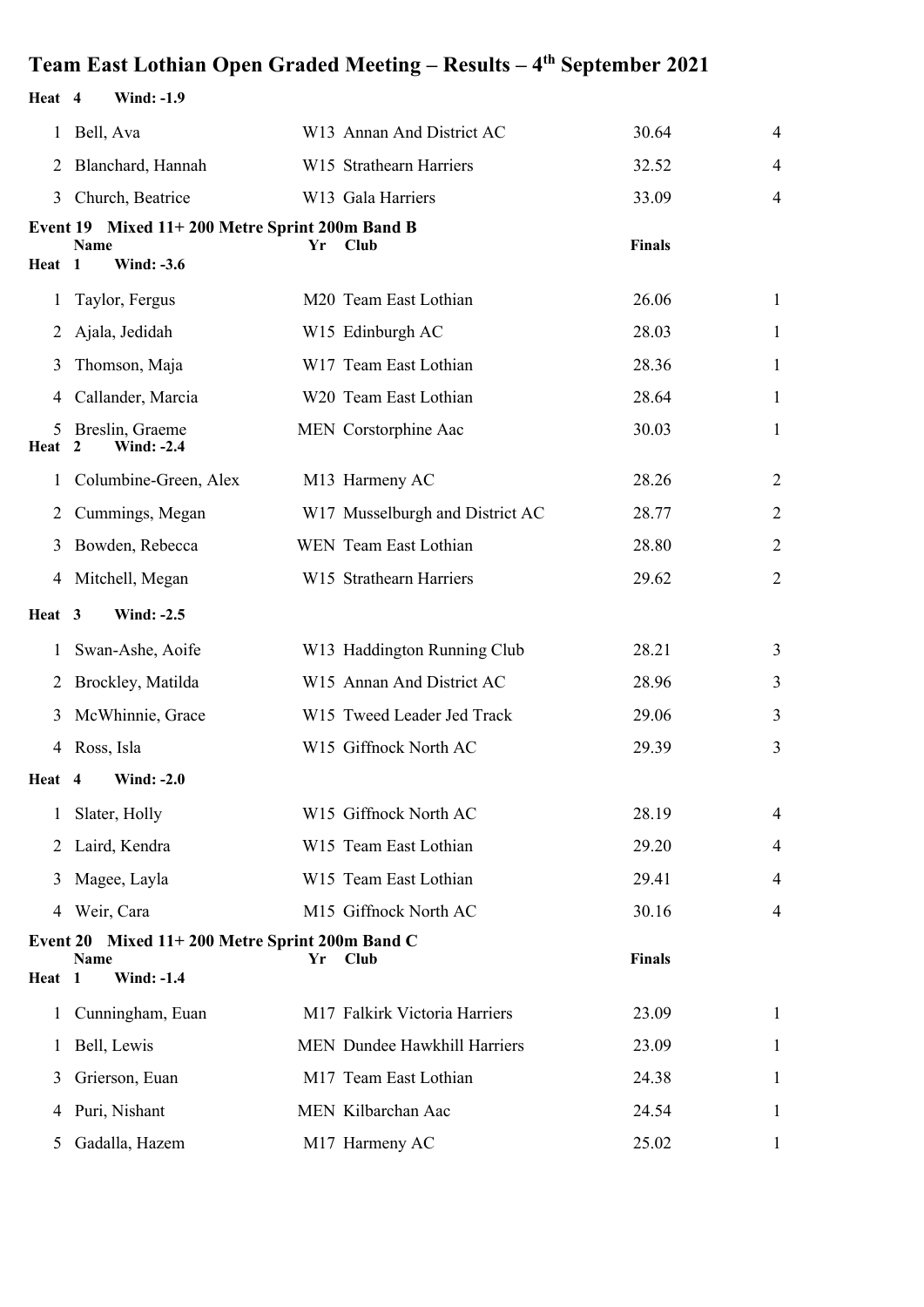# Team East Lothian Open Graded Meeting – Results – 4th September 2021

**Heat 4 Wind: -1.9**

| | Name | Yr | Club | Finals | Heat |
|---|---|---|---|---|---|
| 1 | Bell, Ava | W13 | Annan And District AC | 30.64 | 4 |
| 2 | Blanchard, Hannah | W15 | Strathearn Harriers | 32.52 | 4 |
| 3 | Church, Beatrice | W13 | Gala Harriers | 33.09 | 4 |

## Event 19 Mixed 11+ 200 Metre Sprint 200m Band B

**Heat 1 Wind: -3.6**

| | Name | Yr | Club | Finals | Heat |
|---|---|---|---|---|---|
| 1 | Taylor, Fergus | M20 | Team East Lothian | 26.06 | 1 |
| 2 | Ajala, Jedidah | W15 | Edinburgh AC | 28.03 | 1 |
| 3 | Thomson, Maja | W17 | Team East Lothian | 28.36 | 1 |
| 4 | Callander, Marcia | W20 | Team East Lothian | 28.64 | 1 |
| 5 | Breslin, Graeme | MEN | Corstorphine Aac | 30.03 | 1 |

**Heat 2 Wind: -2.4**

| | Name | Yr | Club | Finals | Heat |
|---|---|---|---|---|---|
| 1 | Columbine-Green, Alex | M13 | Harmeny AC | 28.26 | 2 |
| 2 | Cummings, Megan | W17 | Musselburgh and District AC | 28.77 | 2 |
| 3 | Bowden, Rebecca | WEN | Team East Lothian | 28.80 | 2 |
| 4 | Mitchell, Megan | W15 | Strathearn Harriers | 29.62 | 2 |

**Heat 3 Wind: -2.5**

| | Name | Yr | Club | Finals | Heat |
|---|---|---|---|---|---|
| 1 | Swan-Ashe, Aoife | W13 | Haddington Running Club | 28.21 | 3 |
| 2 | Brockley, Matilda | W15 | Annan And District AC | 28.96 | 3 |
| 3 | McWhinnie, Grace | W15 | Tweed Leader Jed Track | 29.06 | 3 |
| 4 | Ross, Isla | W15 | Giffnock North AC | 29.39 | 3 |

**Heat 4 Wind: -2.0**

| | Name | Yr | Club | Finals | Heat |
|---|---|---|---|---|---|
| 1 | Slater, Holly | W15 | Giffnock North AC | 28.19 | 4 |
| 2 | Laird, Kendra | W15 | Team East Lothian | 29.20 | 4 |
| 3 | Magee, Layla | W15 | Team East Lothian | 29.41 | 4 |
| 4 | Weir, Cara | M15 | Giffnock North AC | 30.16 | 4 |

## Event 20 Mixed 11+ 200 Metre Sprint 200m Band C

**Heat 1 Wind: -1.4**

| | Name | Yr | Club | Finals | Heat |
|---|---|---|---|---|---|
| 1 | Cunningham, Euan | M17 | Falkirk Victoria Harriers | 23.09 | 1 |
| 1 | Bell, Lewis | MEN | Dundee Hawkhill Harriers | 23.09 | 1 |
| 3 | Grierson, Euan | M17 | Team East Lothian | 24.38 | 1 |
| 4 | Puri, Nishant | MEN | Kilbarchan Aac | 24.54 | 1 |
| 5 | Gadalla, Hazem | M17 | Harmeny AC | 25.02 | 1 |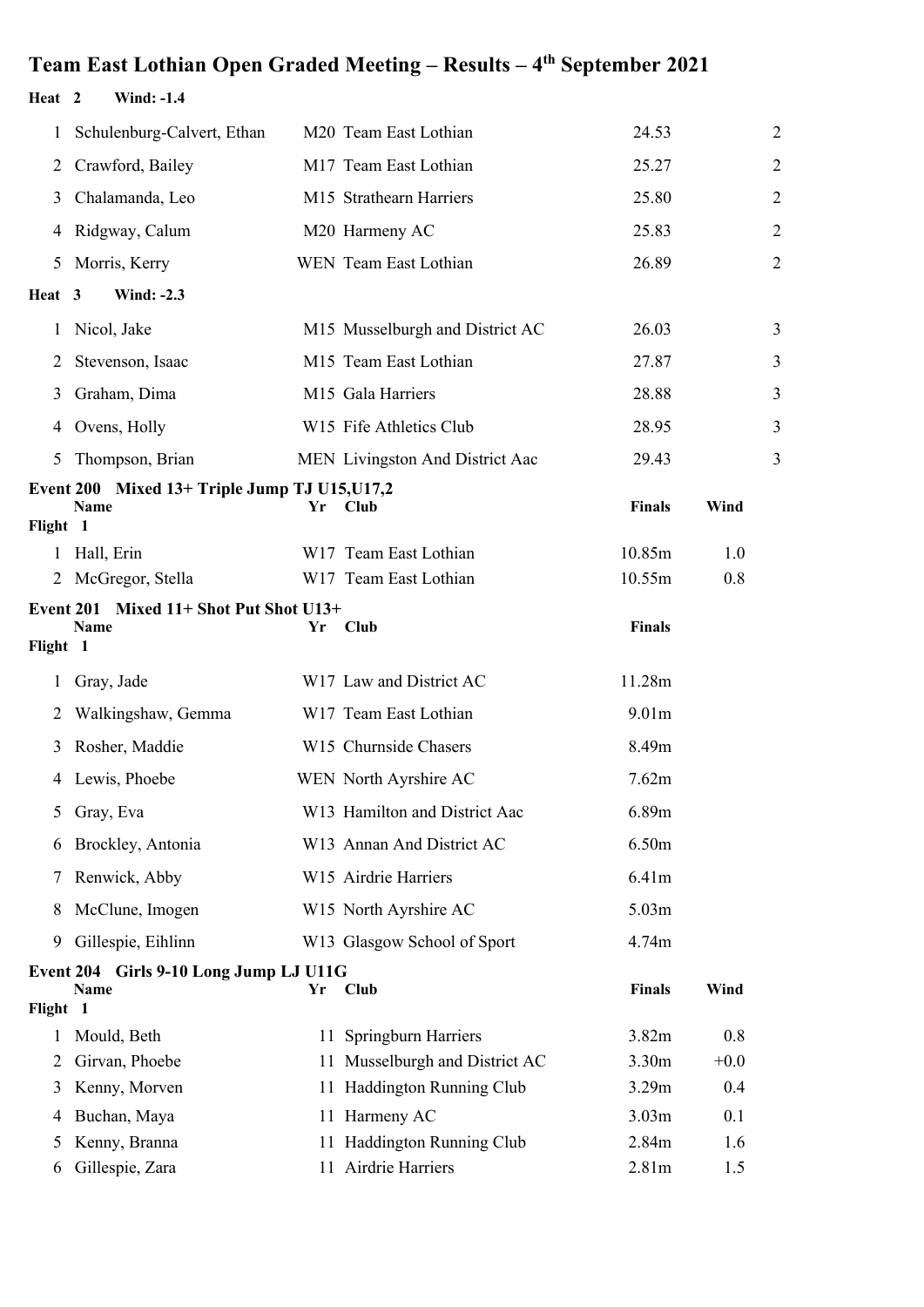# Team East Lothian Open Graded Meeting – Results – 4th September 2021

**Heat 2 Wind: -1.4**

| | | | | | |
|---|---|---|---|---|---|
| 1 | Schulenburg-Calvert, Ethan | M20 | Team East Lothian | 24.53 | 2 |
| 2 | Crawford, Bailey | M17 | Team East Lothian | 25.27 | 2 |
| 3 | Chalamanda, Leo | M15 | Strathearn Harriers | 25.80 | 2 |
| 4 | Ridgway, Calum | M20 | Harmeny AC | 25.83 | 2 |
| 5 | Morris, Kerry | WEN | Team East Lothian | 26.89 | 2 |

**Heat 3 Wind: -2.3**

| | | | | | |
|---|---|---|---|---|---|
| 1 | Nicol, Jake | M15 | Musselburgh and District AC | 26.03 | 3 |
| 2 | Stevenson, Isaac | M15 | Team East Lothian | 27.87 | 3 |
| 3 | Graham, Dima | M15 | Gala Harriers | 28.88 | 3 |
| 4 | Ovens, Holly | W15 | Fife Athletics Club | 28.95 | 3 |
| 5 | Thompson, Brian | MEN | Livingston And District Aac | 29.43 | 3 |

**Event 200 Mixed 13+ Triple Jump TJ U15,U17,2**

**Flight 1**

| | Name | Yr | Club | Finals | Wind |
|---|---|---|---|---|---|
| 1 | Hall, Erin | W17 | Team East Lothian | 10.85m | 1.0 |
| 2 | McGregor, Stella | W17 | Team East Lothian | 10.55m | 0.8 |

**Event 201 Mixed 11+ Shot Put Shot U13+**

**Flight 1**

| | Name | Yr | Club | Finals |
|---|---|---|---|---|
| 1 | Gray, Jade | W17 | Law and District AC | 11.28m |
| 2 | Walkingshaw, Gemma | W17 | Team East Lothian | 9.01m |
| 3 | Rosher, Maddie | W15 | Churnside Chasers | 8.49m |
| 4 | Lewis, Phoebe | WEN | North Ayrshire AC | 7.62m |
| 5 | Gray, Eva | W13 | Hamilton and District Aac | 6.89m |
| 6 | Brockley, Antonia | W13 | Annan And District AC | 6.50m |
| 7 | Renwick, Abby | W15 | Airdrie Harriers | 6.41m |
| 8 | McClune, Imogen | W15 | North Ayrshire AC | 5.03m |
| 9 | Gillespie, Eihlinn | W13 | Glasgow School of Sport | 4.74m |

**Event 204 Girls 9-10 Long Jump LJ U11G**

**Flight 1**

| | Name | Yr | Club | Finals | Wind |
|---|---|---|---|---|---|
| 1 | Mould, Beth | 11 | Springburn Harriers | 3.82m | 0.8 |
| 2 | Girvan, Phoebe | 11 | Musselburgh and District AC | 3.30m | +0.0 |
| 3 | Kenny, Morven | 11 | Haddington Running Club | 3.29m | 0.4 |
| 4 | Buchan, Maya | 11 | Harmeny AC | 3.03m | 0.1 |
| 5 | Kenny, Branna | 11 | Haddington Running Club | 2.84m | 1.6 |
| 6 | Gillespie, Zara | 11 | Airdrie Harriers | 2.81m | 1.5 |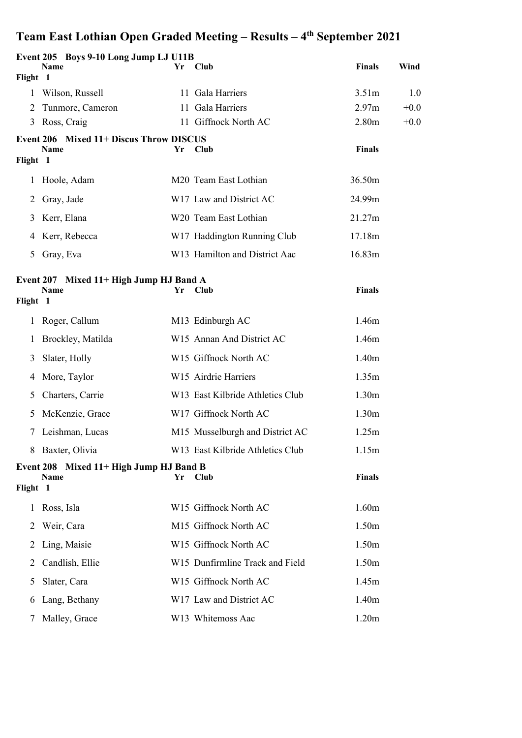# Team East Lothian Open Graded Meeting – Results – 4th September 2021

**Event 205 Boys 9-10 Long Jump LJ U11B**

Flight 1

| | Name | Yr | Club | Finals | Wind |
|---|---|---|---|---|---|
| 1 | Wilson, Russell | 11 | Gala Harriers | 3.51m | 1.0 |
| 2 | Tunmore, Cameron | 11 | Gala Harriers | 2.97m | +0.0 |
| 3 | Ross, Craig | 11 | Giffnock North AC | 2.80m | +0.0 |

**Event 206 Mixed 11+ Discus Throw DISCUS**

Flight 1

| | Name | Yr | Club | Finals |
|---|---|---|---|---|
| 1 | Hoole, Adam | M20 | Team East Lothian | 36.50m |
| 2 | Gray, Jade | W17 | Law and District AC | 24.99m |
| 3 | Kerr, Elana | W20 | Team East Lothian | 21.27m |
| 4 | Kerr, Rebecca | W17 | Haddington Running Club | 17.18m |
| 5 | Gray, Eva | W13 | Hamilton and District Aac | 16.83m |

**Event 207 Mixed 11+ High Jump HJ Band A**

Flight 1

| | Name | Yr | Club | Finals |
|---|---|---|---|---|
| 1 | Roger, Callum | M13 | Edinburgh AC | 1.46m |
| 1 | Brockley, Matilda | W15 | Annan And District AC | 1.46m |
| 3 | Slater, Holly | W15 | Giffnock North AC | 1.40m |
| 4 | More, Taylor | W15 | Airdrie Harriers | 1.35m |
| 5 | Charters, Carrie | W13 | East Kilbride Athletics Club | 1.30m |
| 5 | McKenzie, Grace | W17 | Giffnock North AC | 1.30m |
| 7 | Leishman, Lucas | M15 | Musselburgh and District AC | 1.25m |
| 8 | Baxter, Olivia | W13 | East Kilbride Athletics Club | 1.15m |

**Event 208 Mixed 11+ High Jump HJ Band B**

Flight 1

| | Name | Yr | Club | Finals |
|---|---|---|---|---|
| 1 | Ross, Isla | W15 | Giffnock North AC | 1.60m |
| 2 | Weir, Cara | M15 | Giffnock North AC | 1.50m |
| 2 | Ling, Maisie | W15 | Giffnock North AC | 1.50m |
| 2 | Candlish, Ellie | W15 | Dunfirmline Track and Field | 1.50m |
| 5 | Slater, Cara | W15 | Giffnock North AC | 1.45m |
| 6 | Lang, Bethany | W17 | Law and District AC | 1.40m |
| 7 | Malley, Grace | W13 | Whitemoss Aac | 1.20m |